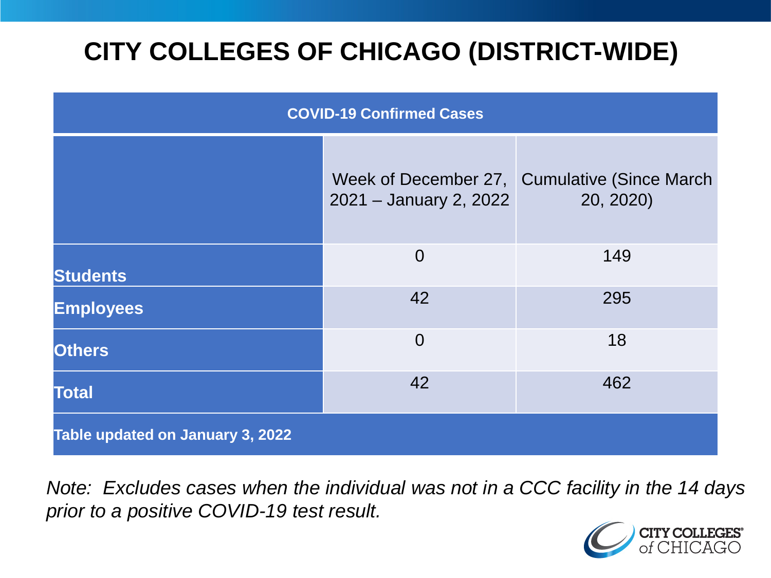# CITY COLLEGES OF CHICAGO (DISTRICT-WIDE)

| COVID-19 Confirmed Cases | | |
|---|---|---|
| | Week of December 27, 2021 – January 2, 2022 | Cumulative (Since March 20, 2020) |
| **Students** | 0 | 149 |
| **Employees** | 42 | 295 |
| **Others** | 0 | 18 |
| **Total** | 42 | 462 |
| **Table updated on January 3, 2022** | | |

*Note: Excludes cases when the individual was not in a CCC facility in the 14 days prior to a positive COVID-19 test result.*

CITY COLLEGES of CHICAGO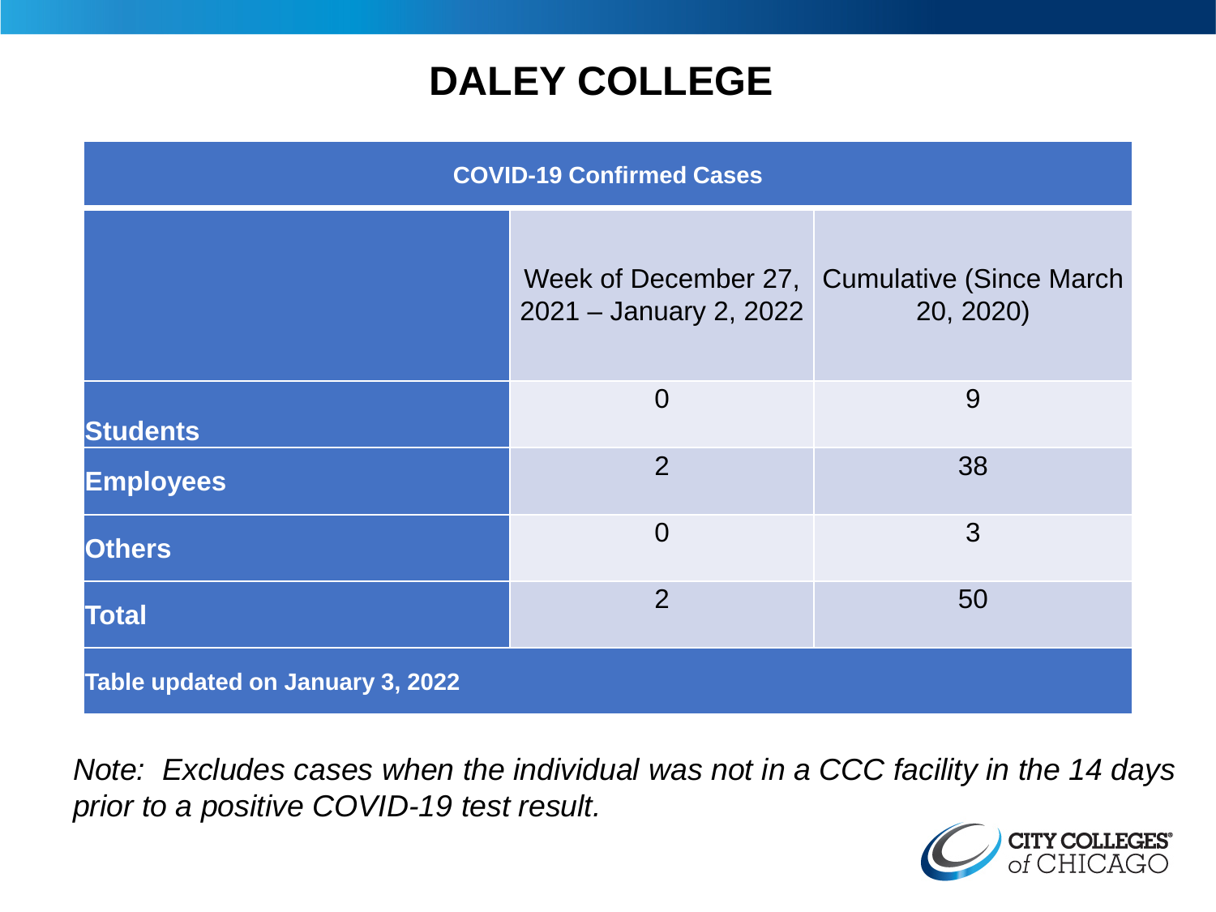# DALEY COLLEGE

| COVID-19 Confirmed Cases | | |
|---|---|---|
| | Week of December 27, 2021 – January 2, 2022 | Cumulative (Since March 20, 2020) |
| **Students** | 0 | 9 |
| **Employees** | 2 | 38 |
| **Others** | 0 | 3 |
| **Total** | 2 | 50 |
| **Table updated on January 3, 2022** | | |

*Note: Excludes cases when the individual was not in a CCC facility in the 14 days prior to a positive COVID-19 test result.*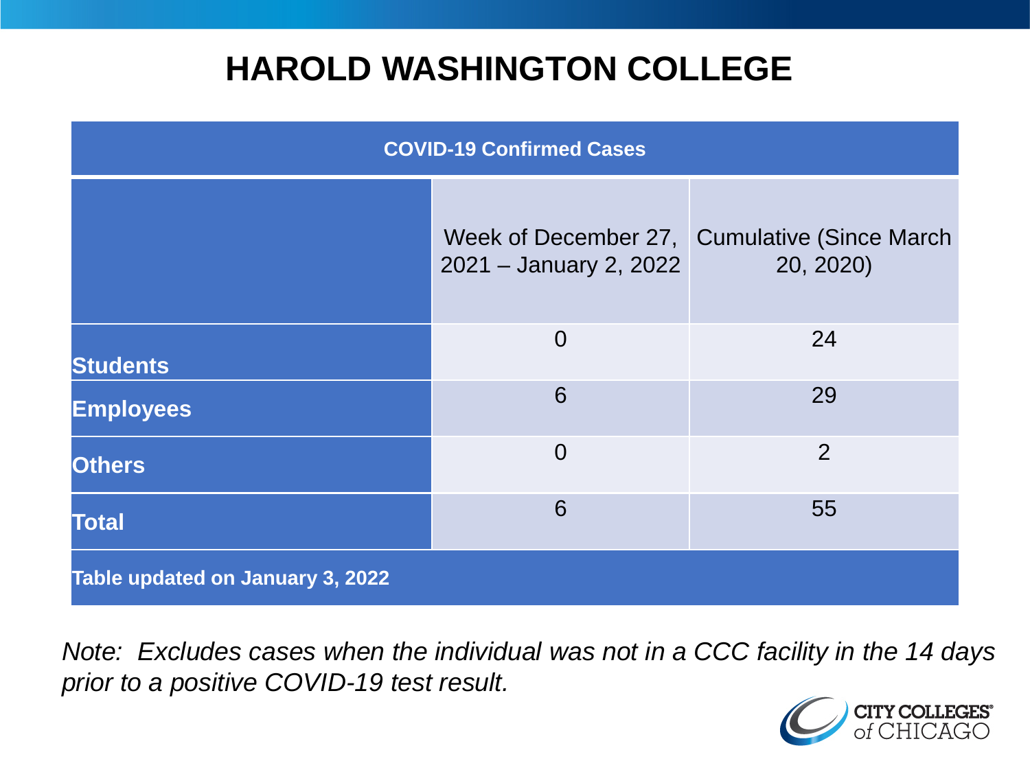# HAROLD WASHINGTON COLLEGE

| COVID-19 Confirmed Cases | | |
|---|---|---|
| | Week of December 27, 2021 – January 2, 2022 | Cumulative (Since March 20, 2020) |
| **Students** | 0 | 24 |
| **Employees** | 6 | 29 |
| **Others** | 0 | 2 |
| **Total** | 6 | 55 |
| **Table updated on January 3, 2022** | | |

*Note: Excludes cases when the individual was not in a CCC facility in the 14 days prior to a positive COVID-19 test result.*

CITY COLLEGES of CHICAGO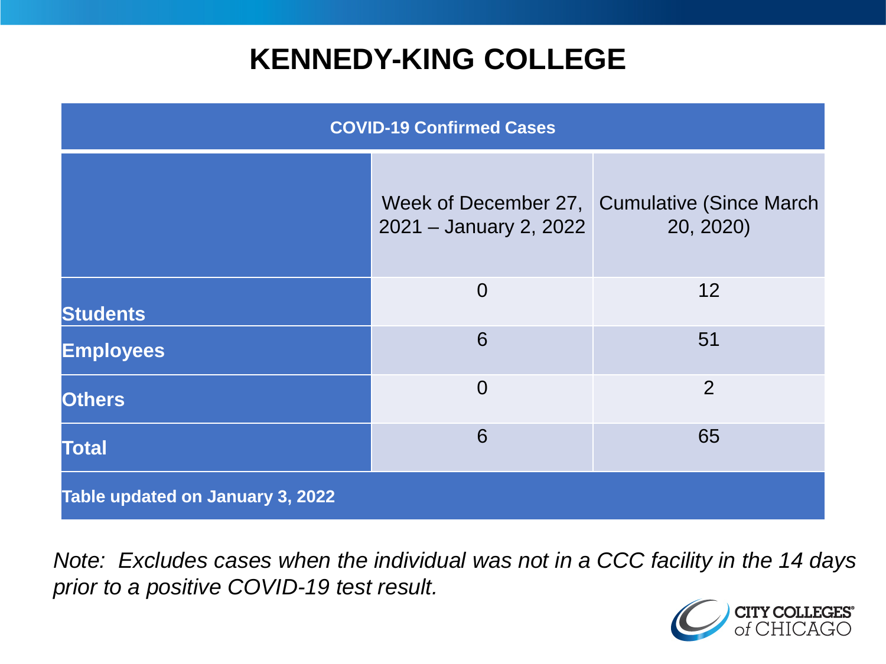# KENNEDY-KING COLLEGE

| COVID-19 Confirmed Cases | | |
|---|---|---|
| | Week of December 27, 2021 – January 2, 2022 | Cumulative (Since March 20, 2020) |
| **Students** | 0 | 12 |
| **Employees** | 6 | 51 |
| **Others** | 0 | 2 |
| **Total** | 6 | 65 |
| **Table updated on January 3, 2022** | | |

*Note: Excludes cases when the individual was not in a CCC facility in the 14 days prior to a positive COVID-19 test result.*

CITY COLLEGES of CHICAGO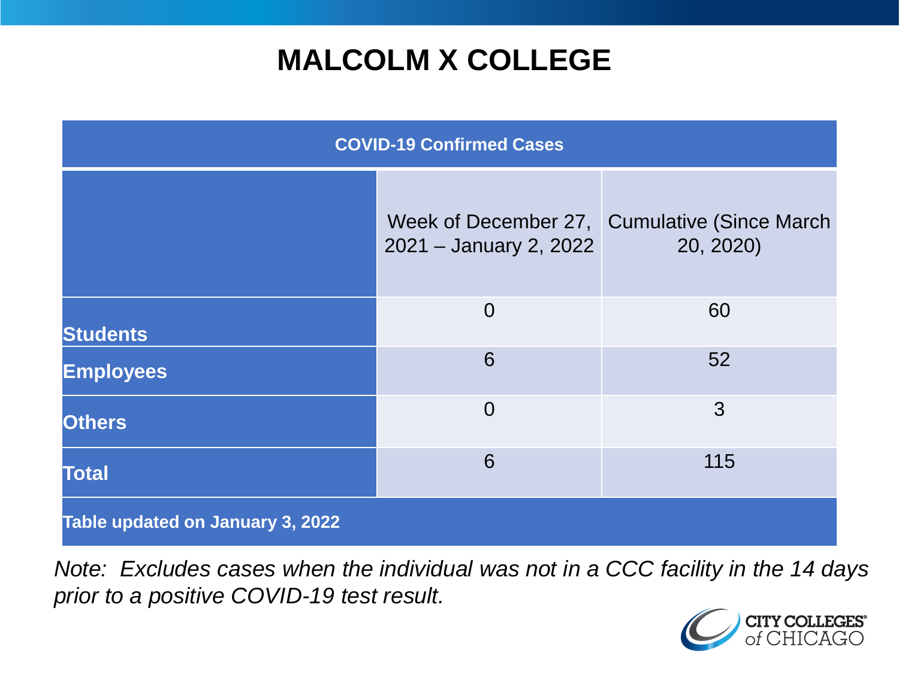# MALCOLM X COLLEGE

| COVID-19 Confirmed Cases | | |
|---|---|---|
| | Week of December 27, 2021 – January 2, 2022 | Cumulative (Since March 20, 2020) |
| **Students** | 0 | 60 |
| **Employees** | 6 | 52 |
| **Others** | 0 | 3 |
| **Total** | 6 | 115 |
| **Table updated on January 3, 2022** | | |

*Note: Excludes cases when the individual was not in a CCC facility in the 14 days prior to a positive COVID-19 test result.*

CITY COLLEGES of CHICAGO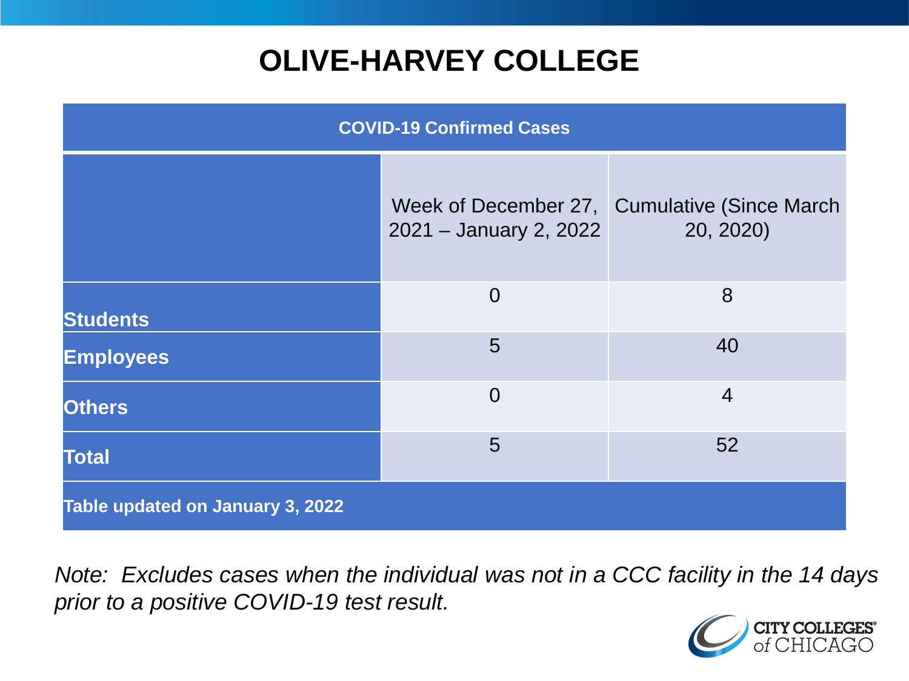# OLIVE-HARVEY COLLEGE

| COVID-19 Confirmed Cases | | |
|---|---|---|
| | Week of December 27, 2021 – January 2, 2022 | Cumulative (Since March 20, 2020) |
| **Students** | 0 | 8 |
| **Employees** | 5 | 40 |
| **Others** | 0 | 4 |
| **Total** | 5 | 52 |
| **Table updated on January 3, 2022** | | |

*Note: Excludes cases when the individual was not in a CCC facility in the 14 days prior to a positive COVID-19 test result.*

CITY COLLEGES of CHICAGO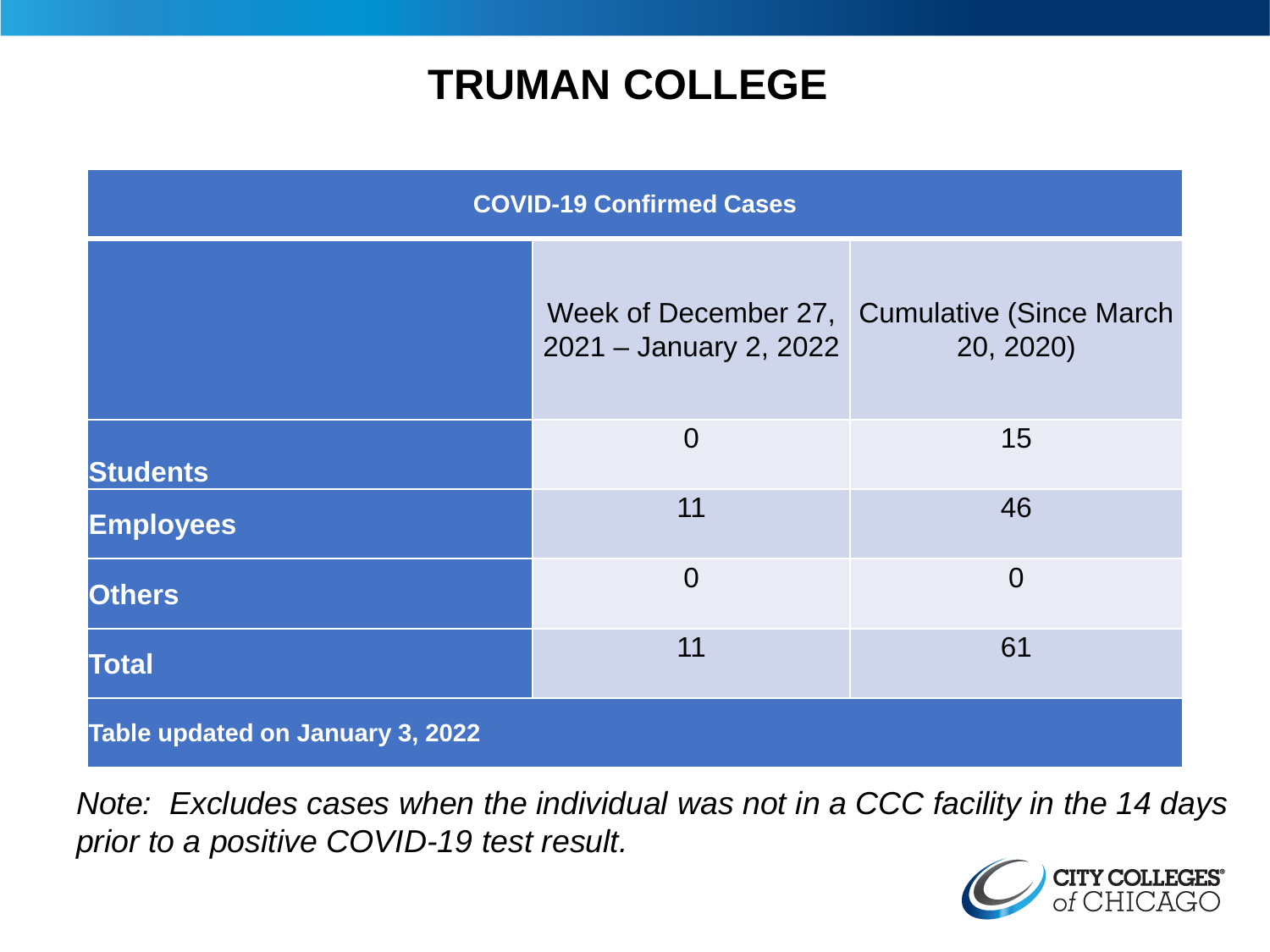# TRUMAN COLLEGE

| COVID-19 Confirmed Cases | | |
|---|---|---|
| | Week of December 27, 2021 – January 2, 2022 | Cumulative (Since March 20, 2020) |
| **Students** | 0 | 15 |
| **Employees** | 11 | 46 |
| **Others** | 0 | 0 |
| **Total** | 11 | 61 |
| **Table updated on January 3, 2022** | | |

*Note: Excludes cases when the individual was not in a CCC facility in the 14 days prior to a positive COVID-19 test result.*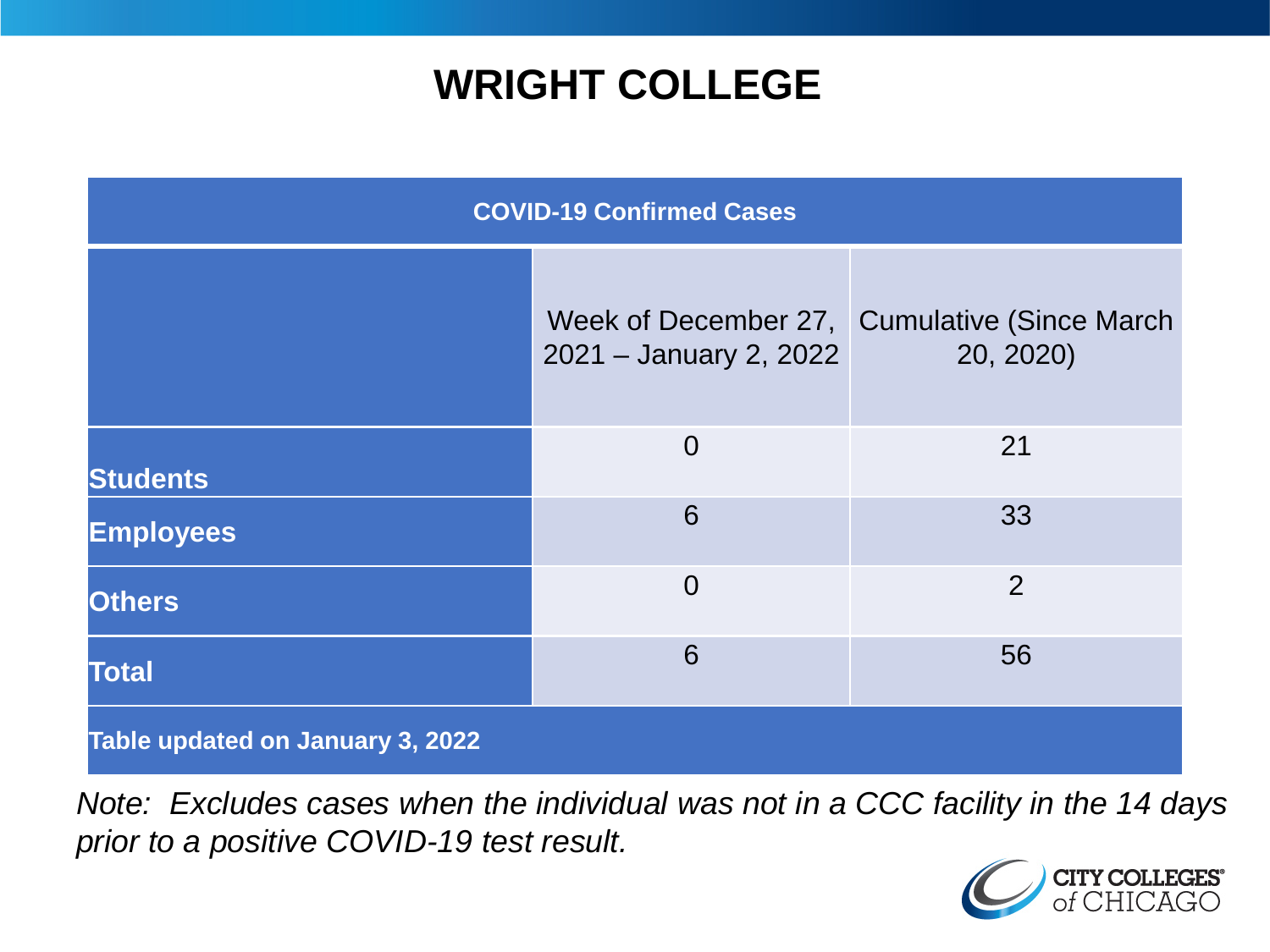# WRIGHT COLLEGE

| COVID-19 Confirmed Cases | | |
|---|---|---|
| | Week of December 27, 2021 – January 2, 2022 | Cumulative (Since March 20, 2020) |
| **Students** | 0 | 21 |
| **Employees** | 6 | 33 |
| **Others** | 0 | 2 |
| **Total** | 6 | 56 |

**Table updated on January 3, 2022**

*Note: Excludes cases when the individual was not in a CCC facility in the 14 days prior to a positive COVID-19 test result.*

CITY COLLEGES of CHICAGO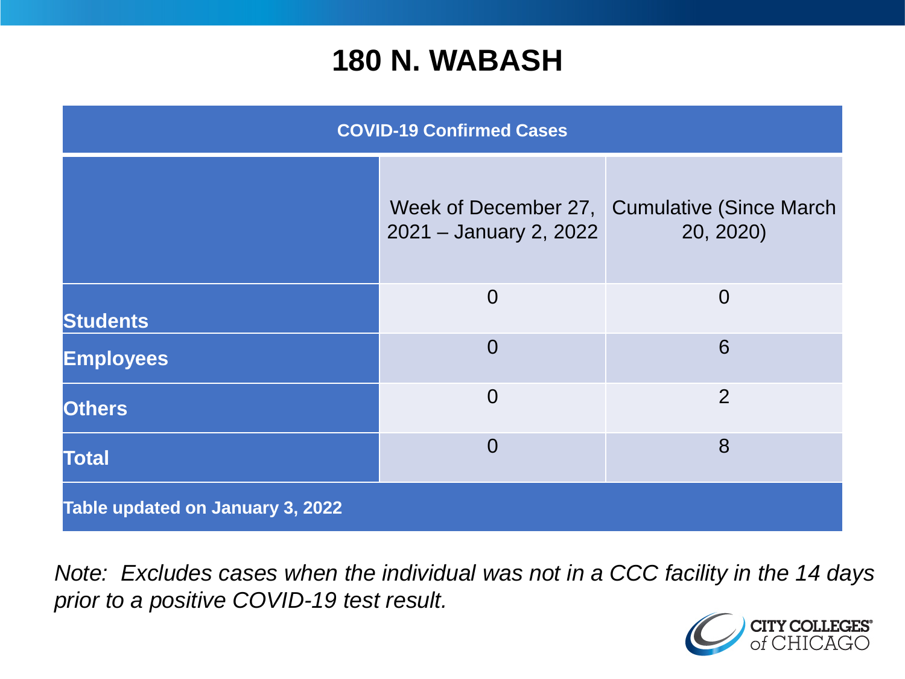# 180 N. WABASH

| COVID-19 Confirmed Cases | | |
|---|---|---|
| | Week of December 27, 2021 – January 2, 2022 | Cumulative (Since March 20, 2020) |
| **Students** | 0 | 0 |
| **Employees** | 0 | 6 |
| **Others** | 0 | 2 |
| **Total** | 0 | 8 |
| **Table updated on January 3, 2022** | | |

*Note: Excludes cases when the individual was not in a CCC facility in the 14 days prior to a positive COVID-19 test result.*

CITY COLLEGES of CHICAGO